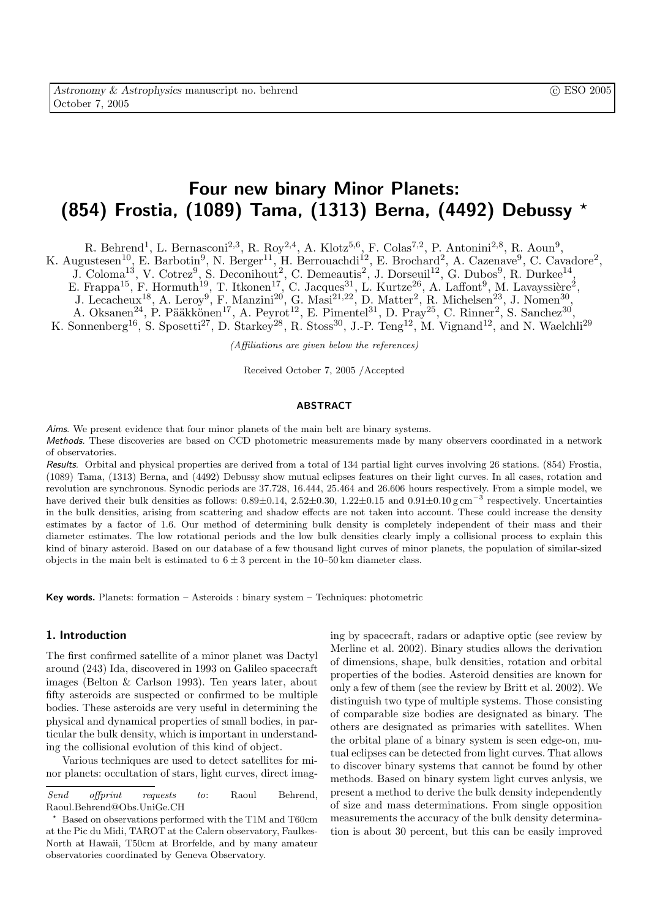# Four new binary Minor Planets: (854) Frostia, (1089) Tama, (1313) Berna, (4492) Debussy ⋆

R. Behrend[1], L. Bernasconi[2,3], R. Roy[2,4], A. Klotz[5,6], F. Colas[7,2], P. Antonini[2,8], R. Aoun[9], K. Augustesen[10], E. Barbotin[9], N. Berger[11], H. Berrouachdi[12], E. Brochard[2], A. Cazenave[9], C. Cavadore[2], J. Coloma[13], V. Cotrez[9], S. Deconihout[2], C. Demeautis[2], J. Dorseuil[12], G. Dubos[9], R. Durkee[14], E. Frappa[15], F. Hormuth[19], T. Itkonen[17], C. Jacques[31], L. Kurtze[26], A. Laffont[9], M. Lavayssière[2], J. Lecacheux[18], A. Leroy[9], F. Manzini[20], G. Masi[21,22], D. Matter[2], R. Michelsen[23], J. Nomen[30], A. Oksanen[24], P. Pääkkönen[17], A. Peyrot[12], E. Pimentel[31], D. Pray[25], C. Rinner[2], S. Sanchez[30], K. Sonnenberg[16], S. Sposetti[27], D. Starkey[28], R. Stoss[30], J.-P. Teng[12], M. Vignand[12], and N. Waelchli[29]

*(Affiliations are given below the references)*

Received October 7, 2005 /Accepted

## ABSTRACT

*Aims.* We present evidence that four minor planets of the main belt are binary systems.

*Methods.* These discoveries are based on CCD photometric measurements made by many observers coordinated in a network of observatories.

*Results.* Orbital and physical properties are derived from a total of 134 partial light curves involving 26 stations. (854) Frostia, (1089) Tama, (1313) Berna, and (4492) Debussy show mutual eclipses features on their light curves. In all cases, rotation and revolution are synchronous. Synodic periods are 37.728, 16.444, 25.464 and 26.606 hours respectively. From a simple model, we have derived their bulk densities as follows: 0.89±0.14, 2.52±0.30, 1.22±0.15 and 0.91±0.10 g cm$^{-3}$ respectively. Uncertainties in the bulk densities, arising from scattering and shadow effects are not taken into account. These could increase the density estimates by a factor of 1.6. Our method of determining bulk density is completely independent of their mass and their diameter estimates. The low rotational periods and the low bulk densities clearly imply a collisional process to explain this kind of binary asteroid. Based on our database of a few thousand light curves of minor planets, the population of similar-sized objects in the main belt is estimated to $6 \pm 3$ percent in the 10–50 km diameter class.

**Key words.** Planets: formation – Asteroids : binary system – Techniques: photometric

## 1. Introduction

The first confirmed satellite of a minor planet was Dactyl around (243) Ida, discovered in 1993 on Galileo spacecraft images (Belton & Carlson 1993). Ten years later, about fifty asteroids are suspected or confirmed to be multiple bodies. These asteroids are very useful in determining the physical and dynamical properties of small bodies, in particular the bulk density, which is important in understanding the collisional evolution of this kind of object.

Various techniques are used to detect satellites for minor planets: occultation of stars, light curves, direct imaging by spacecraft, radars or adaptive optic (see review by Merline et al. 2002). Binary studies allows the derivation of dimensions, shape, bulk densities, rotation and orbital properties of the bodies. Asteroid densities are known for only a few of them (see the review by Britt et al. 2002). We distinguish two type of multiple systems. Those consisting of comparable size bodies are designated as binary. The others are designated as primaries with satellites. When the orbital plane of a binary system is seen edge-on, mutual eclipses can be detected from light curves. That allows to discover binary systems that cannot be found by other methods. Based on binary system light curves anlysis, we present a method to derive the bulk density independently of size and mass determinations. From single opposition measurements the accuracy of the bulk density determination is about 30 percent, but this can be easily improved

---

*Send offprint requests to*: Raoul Behrend, Raoul.Behrend@Obs.UniGe.CH

⋆ Based on observations performed with the T1M and T60cm at the Pic du Midi, TAROT at the Calern observatory, Faulkes-North at Hawaii, T50cm at Brorfelde, and by many amateur observatories coordinated by Geneva Observatory.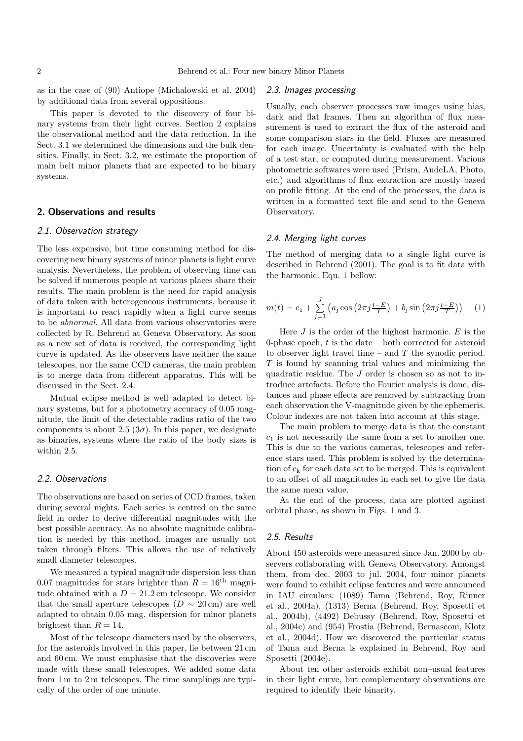as in the case of (90) Antiope (Michalowski et al. 2004) by additional data from several oppositions.

This paper is devoted to the discovery of four binary systems from their light curves. Section 2 explains the observational method and the data reduction. In the Sect. 3.1 we determined the dimensions and the bulk densities. Finally, in Sect. 3.2, we estimate the proportion of main belt minor planets that are expected to be binary systems.

## 2. Observations and results

### 2.1. Observation strategy

The less expensive, but time consuming method for discovering new binary systems of minor planets is light curve analysis. Nevertheless, the problem of observing time can be solved if numerous people at various places share their results. The main problem is the need for rapid analysis of data taken with heterogeneous instruments, because it is important to react rapidly when a light curve seems to be *abnormal*. All data from various observatories were collected by R. Behrend at Geneva Observatory. As soon as a new set of data is received, the corresponding light curve is updated. As the observers have neither the same telescopes, nor the same CCD cameras, the main problem is to merge data from different apparatus. This will be discussed in the Sect. 2.4.

Mutual eclipse method is well adapted to detect binary systems, but for a photometry accuracy of 0.05 magnitude, the limit of the detectable radius ratio of the two components is about 2.5 ($3\sigma$). In this paper, we designate as binaries, systems where the ratio of the body sizes is within 2.5.

### 2.2. Observations

The observations are based on series of CCD frames, taken during several nights. Each series is centred on the same field in order to derive differential magnitudes with the best possible accuracy. As no absolute magnitude calibration is needed by this method, images are usually not taken through filters. This allows the use of relatively small diameter telescopes.

We measured a typical magnitude dispersion less than 0.07 magnitudes for stars brighter than $R = 16^{\mathrm{th}}$ magnitude obtained with a $D = 21.2$ cm telescope. We consider that the small aperture telescopes ($D \sim 20$ cm) are well adapted to obtain 0.05 mag. dispersion for minor planets brightest than $R = 14$.

Most of the telescope diameters used by the observers, for the asteroids involved in this paper, lie between 21 cm and 60 cm. We must emphasise that the discoveries were made with these small telescopes. We added some data from 1 m to 2 m telescopes. The time samplings are typically of the order of one minute.

### 2.3. Images processing

Usually, each observer processes raw images using bias, dark and flat frames. Then an algorithm of flux measurement is used to extract the flux of the asteroid and some comparison stars in the field. Fluxes are measured for each image. Uncertainty is evaluated with the help of a test star, or computed during measurement. Various photometric softwares were used (Prism, AudeLA, Photo, etc.) and algorithms of flux extraction are mostly based on profile fitting. At the end of the processes, the data is written in a formatted text file and send to the Geneva Observatory.

### 2.4. Merging light curves

The method of merging data to a single light curve is described in Behrend (2001). The goal is to fit data with the harmonic. Equ. 1 bellow:

$$m(t) = c_1 + \sum_{j=1}^{J} \left( a_j \cos\left(2\pi j \tfrac{t-E}{T}\right) + b_j \sin\left(2\pi j \tfrac{t-E}{T}\right) \right) \quad (1)$$

Here $J$ is the order of the highest harmonic. $E$ is the 0-phase epoch, $t$ is the date – both corrected for asteroid to observer light travel time – and $T$ the synodic period. $T$ is found by scanning trial values and minimizing the quadratic residue. The $J$ order is chosen so as not to introduce artefacts. Before the Fourier analysis is done, distances and phase effects are removed by subtracting from each observation the V-magnitude given by the ephemeris. Colour indexes are not taken into account at this stage.

The main problem to merge data is that the constant $c_1$ is not necessarily the same from a set to another one. This is due to the various cameras, telescopes and reference stars used. This problem is solved by the determination of $c_k$ for each data set to be merged. This is equivalent to an offset of all magnitudes in each set to give the data the same mean value.

At the end of the process, data are plotted against orbital phase, as shown in Figs. 1 and 3.

### 2.5. Results

About 450 asteroids were measured since Jan. 2000 by observers collaborating with Geneva Observatory. Amongst them, from dec. 2003 to jul. 2004, four minor planets were found to exhibit eclipse features and were announced in IAU circulars: (1089) Tama (Behrend, Roy, Rinner et al., 2004a), (1313) Berna (Behrend, Roy, Sposetti et al., 2004b), (4492) Debussy (Behrend, Roy, Sposetti et al., 2004c) and (954) Frostia (Behrend, Bernasconi, Klotz et al., 2004d). How we discovered the particular status of Tama and Berna is explained in Behrend, Roy and Sposetti (2004e).

About ten other asteroids exhibit non–usual features in their light curve, but complementary observations are required to identify their binarity.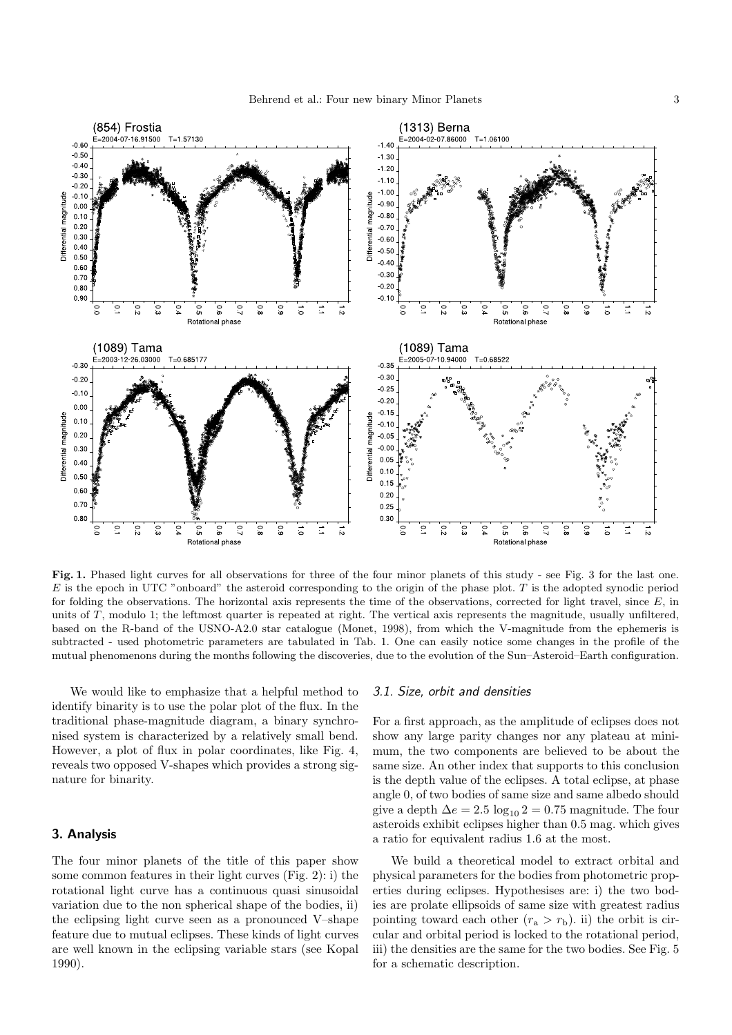**Fig. 1.** Phased light curves for all observations for three of the four minor planets of this study - see Fig. 3 for the last one. $E$ is the epoch in UTC "onboard" the asteroid corresponding to the origin of the phase plot. $T$ is the adopted synodic period for folding the observations. The horizontal axis represents the time of the observations, corrected for light travel, since $E$, in units of $T$, modulo 1; the leftmost quarter is repeated at right. The vertical axis represents the magnitude, usually unfiltered, based on the R-band of the USNO-A2.0 star catalogue (Monet, 1998), from which the V-magnitude from the ephemeris is subtracted - used photometric parameters are tabulated in Tab. 1. One can easily notice some changes in the profile of the mutual phenomenons during the months following the discoveries, due to the evolution of the Sun–Asteroid–Earth configuration.

We would like to emphasize that a helpful method to identify binarity is to use the polar plot of the flux. In the traditional phase-magnitude diagram, a binary synchronised system is characterized by a relatively small bend. However, a plot of flux in polar coordinates, like Fig. 4, reveals two opposed V-shapes which provides a strong signature for binarity.

## 3. Analysis

The four minor planets of the title of this paper show some common features in their light curves (Fig. 2): i) the rotational light curve has a continuous quasi sinusoidal variation due to the non spherical shape of the bodies, ii) the eclipsing light curve seen as a pronounced V–shape feature due to mutual eclipses. These kinds of light curves are well known in the eclipsing variable stars (see Kopal 1990).

### 3.1. Size, orbit and densities

For a first approach, as the amplitude of eclipses does not show any large parity changes nor any plateau at minimum, the two components are believed to be about the same size. An other index that supports to this conclusion is the depth value of the eclipses. A total eclipse, at phase angle 0, of two bodies of same size and same albedo should give a depth $\Delta e = 2.5 \log_{10} 2 = 0.75$ magnitude. The four asteroids exhibit eclipses higher than 0.5 mag. which gives a ratio for equivalent radius 1.6 at the most.

We build a theoretical model to extract orbital and physical parameters for the bodies from photometric properties during eclipses. Hypothesises are: i) the two bodies are prolate ellipsoids of same size with greatest radius pointing toward each other ($r_{\rm a} > r_{\rm b}$). ii) the orbit is circular and orbital period is locked to the rotational period, iii) the densities are the same for the two bodies. See Fig. 5 for a schematic description.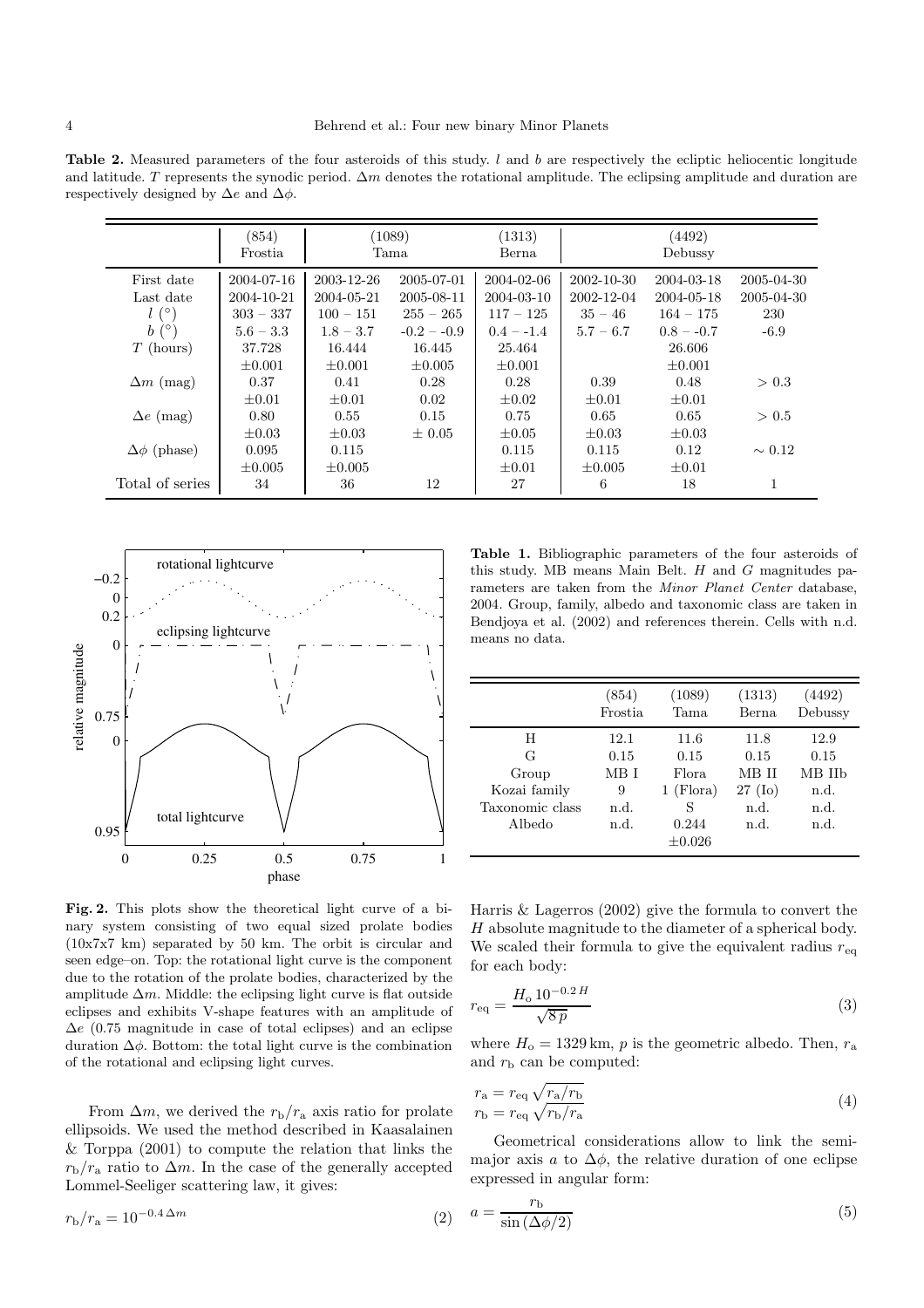**Table 2.** Measured parameters of the four asteroids of this study. $l$ and $b$ are respectively the ecliptic heliocentic longitude and latitude. $T$ represents the synodic period. $\Delta m$ denotes the rotational amplitude. The eclipsing amplitude and duration are respectively designed by $\Delta e$ and $\Delta \phi$.

| | (854) Frostia | (1089) Tama | | (1313) Berna | (4492) Debussy | | |
|---|---|---|---|---|---|---|---|
| First date | 2004-07-16 | 2003-12-26 | 2005-07-01 | 2004-02-06 | 2002-10-30 | 2004-03-18 | 2005-04-30 |
| Last date | 2004-10-21 | 2004-05-21 | 2005-08-11 | 2004-03-10 | 2002-12-04 | 2004-05-18 | 2005-04-30 |
| $l$ (°) | 303 − 337 | 100 − 151 | 255 − 265 | 117 − 125 | 35 − 46 | 164 − 175 | 230 |
| $b$ (°) | 5.6 − 3.3 | 1.8 − 3.7 | -0.2 − -0.9 | 0.4 − -1.4 | 5.7 − 6.7 | 0.8 − -0.7 | -6.9 |
| $T$ (hours) | 37.728 | 16.444 | 16.445 | 25.464 | | 26.606 | |
| | ±0.001 | ±0.001 | ±0.005 | ±0.001 | | ±0.001 | |
| $\Delta m$ (mag) | 0.37 | 0.41 | 0.28 | 0.28 | 0.39 | 0.48 | > 0.3 |
| | ±0.01 | ±0.01 | 0.02 | ±0.02 | ±0.01 | ±0.01 | |
| $\Delta e$ (mag) | 0.80 | 0.55 | 0.15 | 0.75 | 0.65 | 0.65 | > 0.5 |
| | ±0.03 | ±0.03 | ± 0.05 | ±0.05 | ±0.03 | ±0.03 | |
| $\Delta \phi$ (phase) | 0.095 | 0.115 | | 0.115 | 0.115 | 0.12 | ∼ 0.12 |
| | ±0.005 | ±0.005 | | ±0.01 | ±0.005 | ±0.01 | |
| Total of series | 34 | 36 | 12 | 27 | 6 | 18 | 1 |

**Fig. 2.** This plots show the theoretical light curve of a binary system consisting of two equal sized prolate bodies (10x7x7 km) separated by 50 km. The orbit is circular and seen edge–on. Top: the rotational light curve is the component due to the rotation of the prolate bodies, characterized by the amplitude $\Delta m$. Middle: the eclipsing light curve is flat outside eclipses and exhibits V-shape features with an amplitude of $\Delta e$ (0.75 magnitude in case of total eclipses) and an eclipse duration $\Delta \phi$. Bottom: the total light curve is the combination of the rotational and eclipsing light curves.

From $\Delta m$, we derived the $r_b/r_a$ axis ratio for prolate ellipsoids. We used the method described in Kaasalainen & Torppa (2001) to compute the relation that links the $r_b/r_a$ ratio to $\Delta m$. In the case of the generally accepted Lommel-Seeliger scattering law, it gives:

$$r_b/r_a = 10^{-0.4\,\Delta m} \tag{2}$$

**Table 1.** Bibliographic parameters of the four asteroids of this study. MB means Main Belt. $H$ and $G$ magnitudes parameters are taken from the *Minor Planet Center* database, 2004. Group, family, albedo and taxonomic class are taken in Bendjoya et al. (2002) and references therein. Cells with n.d. means no data.

| | (854) Frostia | (1089) Tama | (1313) Berna | (4492) Debussy |
|---|---|---|---|---|
| H | 12.1 | 11.6 | 11.8 | 12.9 |
| G | 0.15 | 0.15 | 0.15 | 0.15 |
| Group | MB I | Flora | MB II | MB IIb |
| Kozai family | 9 | 1 (Flora) | 27 (Io) | n.d. |
| Taxonomic class | n.d. | S | n.d. | n.d. |
| Albedo | n.d. | 0.244 ±0.026 | n.d. | n.d. |

Harris & Lagerros (2002) give the formula to convert the $H$ absolute magnitude to the diameter of a spherical body. We scaled their formula to give the equivalent radius $r_{\rm eq}$ for each body:

$$r_{\rm eq} = \frac{H_{\rm o}\,10^{-0.2\,H}}{\sqrt{8\,p}} \tag{3}$$

where $H_{\rm o} = 1329\,$km, $p$ is the geometric albedo. Then, $r_a$ and $r_b$ can be computed:

$$\begin{aligned} r_a &= r_{\rm eq}\sqrt{r_a/r_b} \\ r_b &= r_{\rm eq}\sqrt{r_b/r_a} \end{aligned} \tag{4}$$

Geometrical considerations allow to link the semi-major axis $a$ to $\Delta\phi$, the relative duration of one eclipse expressed in angular form:

$$a = \frac{r_b}{\sin(\Delta\phi/2)} \tag{5}$$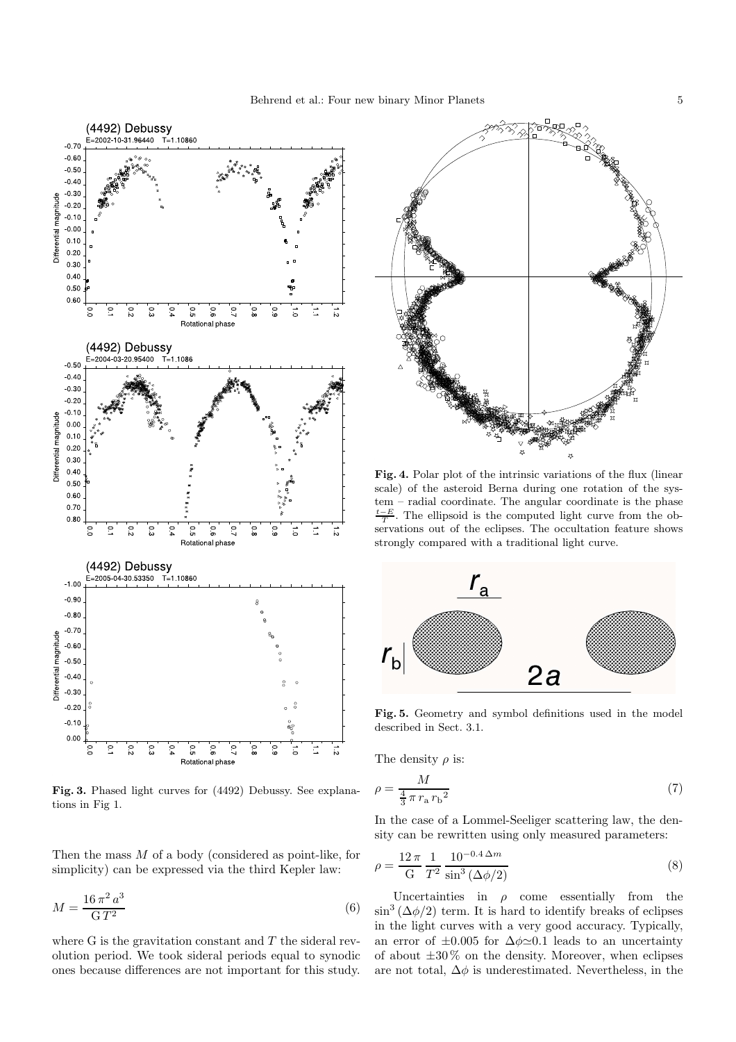**Fig. 3.** Phased light curves for (4492) Debussy. See explanations in Fig 1.

Then the mass $M$ of a body (considered as point-like, for simplicity) can be expressed via the third Kepler law:

$$M = \frac{16\,\pi^2\,a^3}{\mathrm{G}\,T^2} \tag{6}$$

where G is the gravitation constant and $T$ the sideral revolution period. We took sideral periods equal to synodic ones because differences are not important for this study.

**Fig. 4.** Polar plot of the intrinsic variations of the flux (linear scale) of the asteroid Berna during one rotation of the system – radial coordinate. The angular coordinate is the phase $\frac{t-E}{T}$. The ellipsoid is the computed light curve from the observations out of the eclipses. The occultation feature shows strongly compared with a traditional light curve.

**Fig. 5.** Geometry and symbol definitions used in the model described in Sect. 3.1.

The density $\rho$ is:

$$\rho = \frac{M}{\frac{4}{3}\,\pi\,r_\mathrm{a}\,{r_\mathrm{b}}^2} \tag{7}$$

In the case of a Lommel-Seeliger scattering law, the density can be rewritten using only measured parameters:

$$\rho = \frac{12\,\pi}{\mathrm{G}}\,\frac{1}{T^2}\,\frac{10^{-0.4\,\Delta m}}{\sin^3\left(\Delta\phi/2\right)} \tag{8}$$

Uncertainties in $\rho$ come essentially from the $\sin^3(\Delta\phi/2)$ term. It is hard to identify breaks of eclipses in the light curves with a very good accuracy. Typically, an error of $\pm 0.005$ for $\Delta\phi \simeq 0.1$ leads to an uncertainty of about $\pm 30\,\%$ on the density. Moreover, when eclipses are not total, $\Delta\phi$ is underestimated. Nevertheless, in the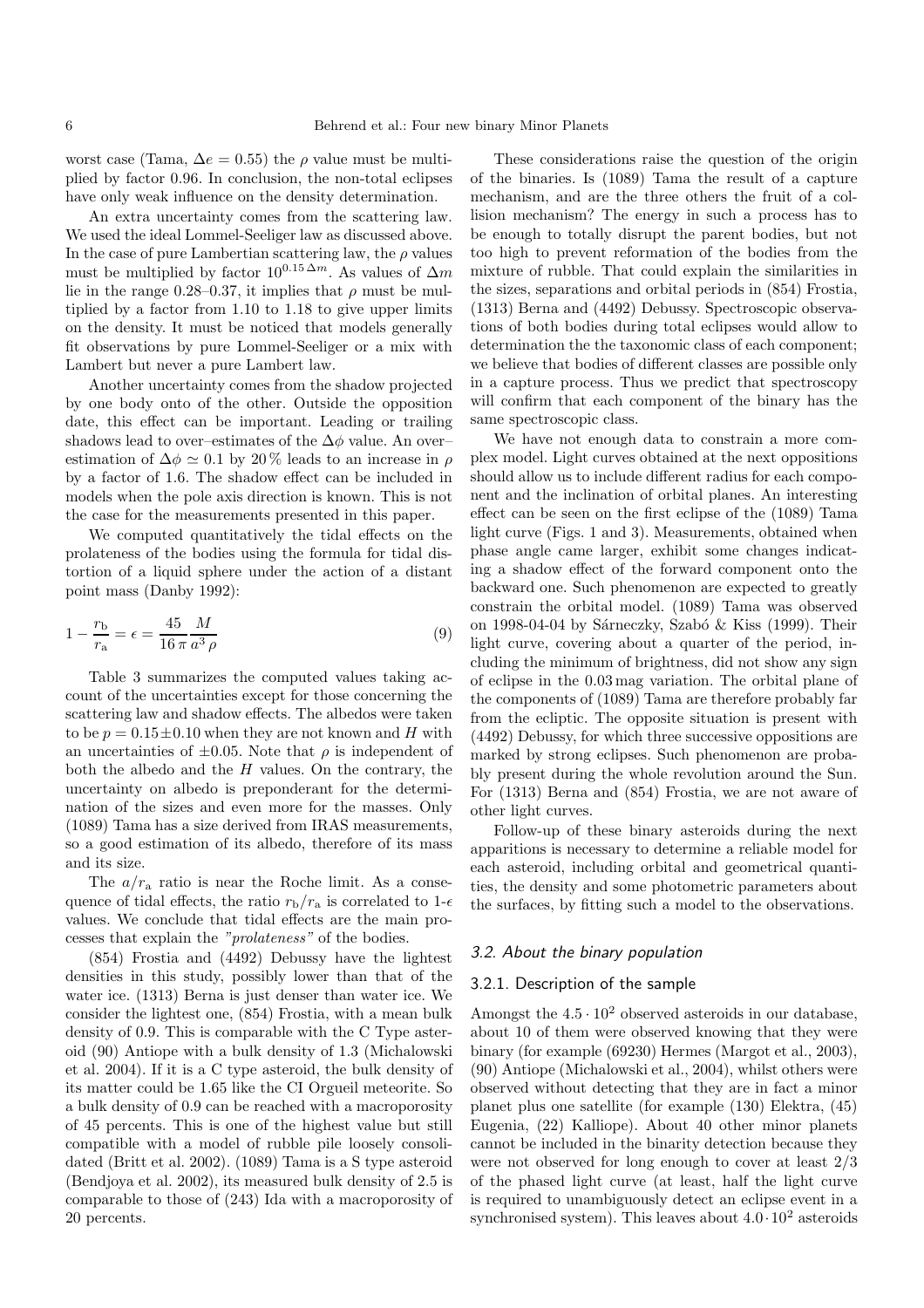worst case (Tama, $\Delta e = 0.55$) the $\rho$ value must be multiplied by factor 0.96. In conclusion, the non-total eclipses have only weak influence on the density determination.

An extra uncertainty comes from the scattering law. We used the ideal Lommel-Seeliger law as discussed above. In the case of pure Lambertian scattering law, the $\rho$ values must be multiplied by factor $10^{0.15\,\Delta m}$. As values of $\Delta m$ lie in the range 0.28–0.37, it implies that $\rho$ must be multiplied by a factor from 1.10 to 1.18 to give upper limits on the density. It must be noticed that models generally fit observations by pure Lommel-Seeliger or a mix with Lambert but never a pure Lambert law.

Another uncertainty comes from the shadow projected by one body onto of the other. Outside the opposition date, this effect can be important. Leading or trailing shadows lead to over–estimates of the $\Delta\phi$ value. An over–estimation of $\Delta\phi \simeq 0.1$ by 20 % leads to an increase in $\rho$ by a factor of 1.6. The shadow effect can be included in models when the pole axis direction is known. This is not the case for the measurements presented in this paper.

We computed quantitatively the tidal effects on the prolateness of the bodies using the formula for tidal distortion of a liquid sphere under the action of a distant point mass (Danby 1992):

$$1 - \frac{r_{\rm b}}{r_{\rm a}} = \epsilon = \frac{45}{16\,\pi}\frac{M}{a^3\,\rho} \qquad (9)$$

Table 3 summarizes the computed values taking account of the uncertainties except for those concerning the scattering law and shadow effects. The albedos were taken to be $p = 0.15 \pm 0.10$ when they are not known and $H$ with an uncertainties of $\pm 0.05$. Note that $\rho$ is independent of both the albedo and the $H$ values. On the contrary, the uncertainty on albedo is preponderant for the determination of the sizes and even more for the masses. Only (1089) Tama has a size derived from IRAS measurements, so a good estimation of its albedo, therefore of its mass and its size.

The $a/r_{\rm a}$ ratio is near the Roche limit. As a consequence of tidal effects, the ratio $r_{\rm b}/r_{\rm a}$ is correlated to 1-$\epsilon$ values. We conclude that tidal effects are the main processes that explain the *"prolateness"* of the bodies.

(854) Frostia and (4492) Debussy have the lightest densities in this study, possibly lower than that of the water ice. (1313) Berna is just denser than water ice. We consider the lightest one, (854) Frostia, with a mean bulk density of 0.9. This is comparable with the C Type asteroid (90) Antiope with a bulk density of 1.3 (Michalowski et al. 2004). If it is a C type asteroid, the bulk density of its matter could be 1.65 like the CI Orgueil meteorite. So a bulk density of 0.9 can be reached with a macroporosity of 45 percents. This is one of the highest value but still compatible with a model of rubble pile loosely consolidated (Britt et al. 2002). (1089) Tama is a S type asteroid (Bendjoya et al. 2002), its measured bulk density of 2.5 is comparable to those of (243) Ida with a macroporosity of 20 percents.

These considerations raise the question of the origin of the binaries. Is (1089) Tama the result of a capture mechanism, and are the three others the fruit of a collision mechanism? The energy in such a process has to be enough to totally disrupt the parent bodies, but not too high to prevent reformation of the bodies from the mixture of rubble. That could explain the similarities in the sizes, separations and orbital periods in (854) Frostia, (1313) Berna and (4492) Debussy. Spectroscopic observations of both bodies during total eclipses would allow to determination the the taxonomic class of each component; we believe that bodies of different classes are possible only in a capture process. Thus we predict that spectroscopy will confirm that each component of the binary has the same spectroscopic class.

We have not enough data to constrain a more complex model. Light curves obtained at the next oppositions should allow us to include different radius for each component and the inclination of orbital planes. An interesting effect can be seen on the first eclipse of the (1089) Tama light curve (Figs. 1 and 3). Measurements, obtained when phase angle came larger, exhibit some changes indicating a shadow effect of the forward component onto the backward one. Such phenomenon are expected to greatly constrain the orbital model. (1089) Tama was observed on 1998-04-04 by Sárneczky, Szabó & Kiss (1999). Their light curve, covering about a quarter of the period, including the minimum of brightness, did not show any sign of eclipse in the 0.03 mag variation. The orbital plane of the components of (1089) Tama are therefore probably far from the ecliptic. The opposite situation is present with (4492) Debussy, for which three successive oppositions are marked by strong eclipses. Such phenomenon are probably present during the whole revolution around the Sun. For (1313) Berna and (854) Frostia, we are not aware of other light curves.

Follow-up of these binary asteroids during the next apparitions is necessary to determine a reliable model for each asteroid, including orbital and geometrical quantities, the density and some photometric parameters about the surfaces, by fitting such a model to the observations.

### 3.2. About the binary population

#### 3.2.1. Description of the sample

Amongst the $4.5 \cdot 10^2$ observed asteroids in our database, about 10 of them were observed knowing that they were binary (for example (69230) Hermes (Margot et al., 2003), (90) Antiope (Michalowski et al., 2004), whilst others were observed without detecting that they are in fact a minor planet plus one satellite (for example (130) Elektra, (45) Eugenia, (22) Kalliope). About 40 other minor planets cannot be included in the binarity detection because they were not observed for long enough to cover at least 2/3 of the phased light curve (at least, half the light curve is required to unambiguously detect an eclipse event in a synchronised system). This leaves about $4.0 \cdot 10^2$ asteroids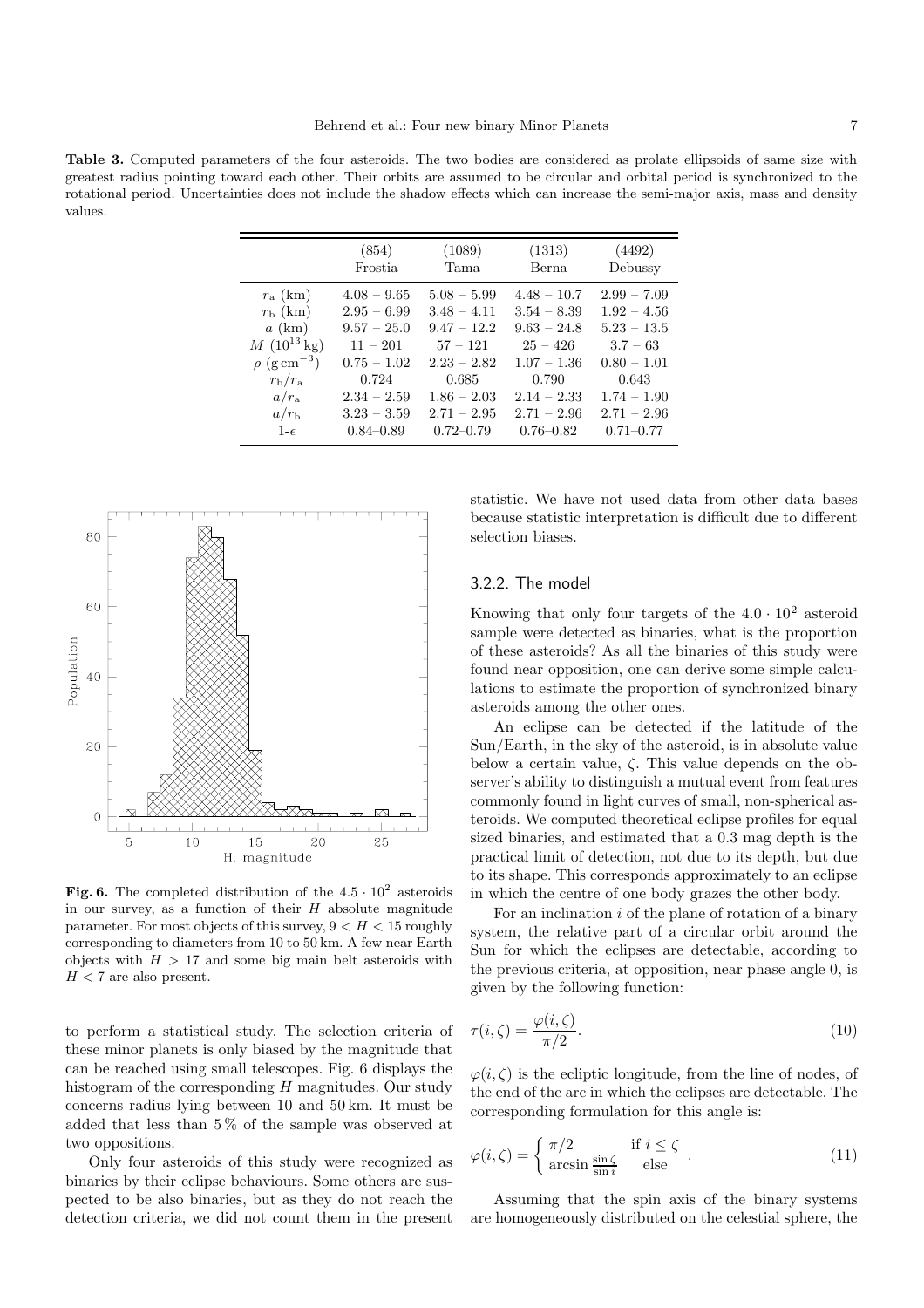**Table 3.** Computed parameters of the four asteroids. The two bodies are considered as prolate ellipsoids of same size with greatest radius pointing toward each other. Their orbits are assumed to be circular and orbital period is synchronized to the rotational period. Uncertainties does not include the shadow effects which can increase the semi-major axis, mass and density values.

| | (854) Frostia | (1089) Tama | (1313) Berna | (4492) Debussy |
|---|---|---|---|---|
| $r_\mathrm{a}$ (km) | $4.08 - 9.65$ | $5.08 - 5.99$ | $4.48 - 10.7$ | $2.99 - 7.09$ |
| $r_\mathrm{b}$ (km) | $2.95 - 6.99$ | $3.48 - 4.11$ | $3.54 - 8.39$ | $1.92 - 4.56$ |
| $a$ (km) | $9.57 - 25.0$ | $9.47 - 12.2$ | $9.63 - 24.8$ | $5.23 - 13.5$ |
| $M$ ($10^{13}$ kg) | $11 - 201$ | $57 - 121$ | $25 - 426$ | $3.7 - 63$ |
| $\rho$ (g cm$^{-3}$) | $0.75 - 1.02$ | $2.23 - 2.82$ | $1.07 - 1.36$ | $0.80 - 1.01$ |
| $r_\mathrm{b}/r_\mathrm{a}$ | 0.724 | 0.685 | 0.790 | 0.643 |
| $a/r_\mathrm{a}$ | $2.34 - 2.59$ | $1.86 - 2.03$ | $2.14 - 2.33$ | $1.74 - 1.90$ |
| $a/r_\mathrm{b}$ | $3.23 - 3.59$ | $2.71 - 2.95$ | $2.71 - 2.96$ | $2.71 - 2.96$ |
| $1-\epsilon$ | 0.84–0.89 | 0.72–0.79 | 0.76–0.82 | 0.71–0.77 |

**Fig. 6.** The completed distribution of the $4.5 \cdot 10^2$ asteroids in our survey, as a function of their $H$ absolute magnitude parameter. For most objects of this survey, $9 < H < 15$ roughly corresponding to diameters from 10 to 50 km. A few near Earth objects with $H > 17$ and some big main belt asteroids with $H < 7$ are also present.

to perform a statistical study. The selection criteria of these minor planets is only biased by the magnitude that can be reached using small telescopes. Fig. 6 displays the histogram of the corresponding $H$ magnitudes. Our study concerns radius lying between 10 and 50 km. It must be added that less than 5 % of the sample was observed at two oppositions.

Only four asteroids of this study were recognized as binaries by their eclipse behaviours. Some others are suspected to be also binaries, but as they do not reach the detection criteria, we did not count them in the present statistic. We have not used data from other data bases because statistic interpretation is difficult due to different selection biases.

### 3.2.2. The model

Knowing that only four targets of the $4.0 \cdot 10^2$ asteroid sample were detected as binaries, what is the proportion of these asteroids? As all the binaries of this study were found near opposition, one can derive some simple calculations to estimate the proportion of synchronized binary asteroids among the other ones.

An eclipse can be detected if the latitude of the Sun/Earth, in the sky of the asteroid, is in absolute value below a certain value, $\zeta$. This value depends on the observer's ability to distinguish a mutual event from features commonly found in light curves of small, non-spherical asteroids. We computed theoretical eclipse profiles for equal sized binaries, and estimated that a 0.3 mag depth is the practical limit of detection, not due to its depth, but due to its shape. This corresponds approximately to an eclipse in which the centre of one body grazes the other body.

For an inclination $i$ of the plane of rotation of a binary system, the relative part of a circular orbit around the Sun for which the eclipses are detectable, according to the previous criteria, at opposition, near phase angle 0, is given by the following function:

$$\tau(i, \zeta) = \frac{\varphi(i, \zeta)}{\pi/2}. \tag{10}$$

$\varphi(i, \zeta)$ is the ecliptic longitude, from the line of nodes, of the end of the arc in which the eclipses are detectable. The corresponding formulation for this angle is:

$$\varphi(i, \zeta) = \begin{cases} \pi/2 & \text{if } i \leq \zeta \\ \arcsin \frac{\sin \zeta}{\sin i} & \text{else} \end{cases}. \tag{11}$$

Assuming that the spin axis of the binary systems are homogeneously distributed on the celestial sphere, the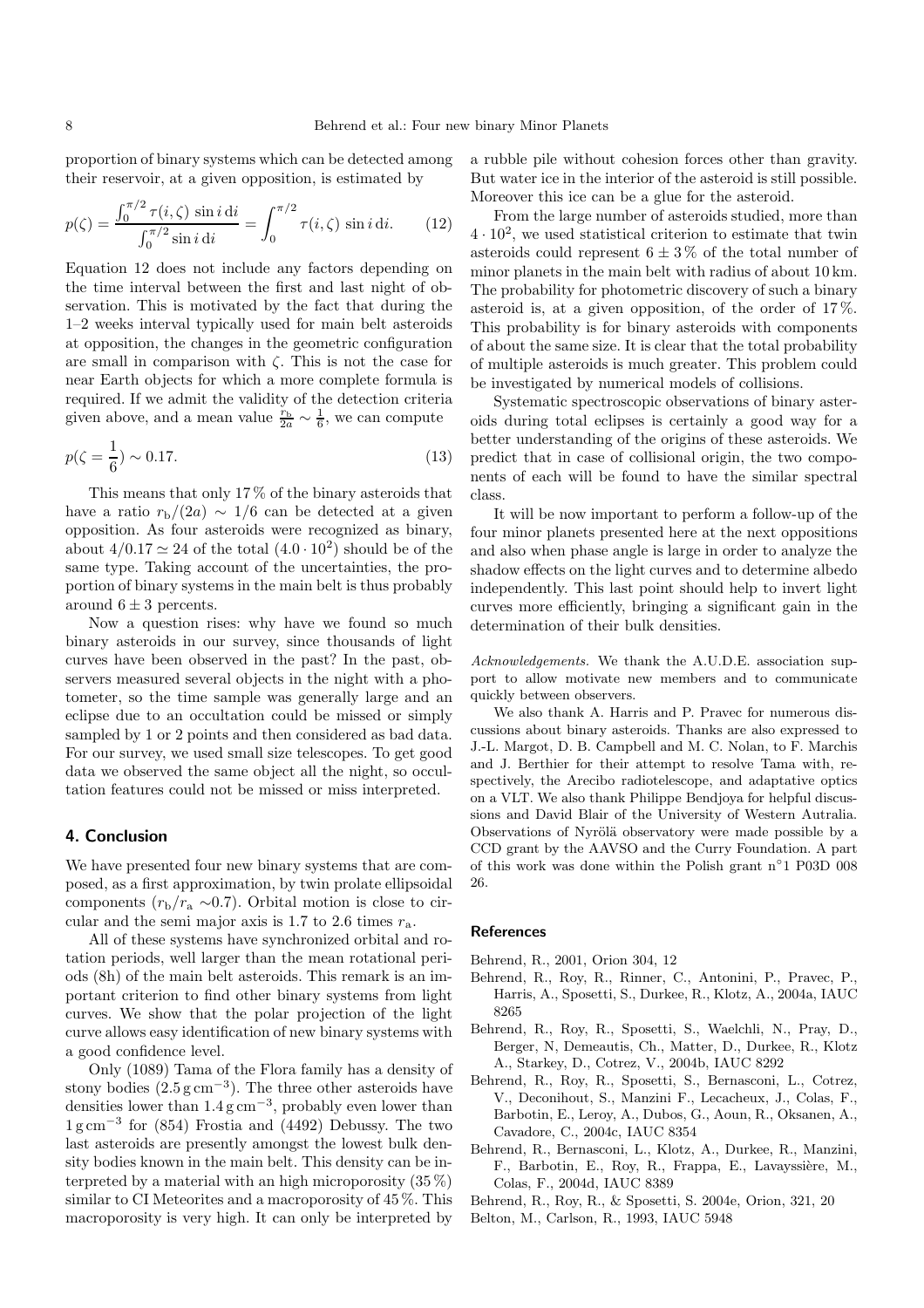proportion of binary systems which can be detected among their reservoir, at a given opposition, is estimated by

$$p(\zeta) = \frac{\int_0^{\pi/2} \tau(i,\zeta)\, \sin i\, \mathrm{d}i}{\int_0^{\pi/2} \sin i\, \mathrm{d}i} = \int_0^{\pi/2} \tau(i,\zeta)\, \sin i\, \mathrm{d}i. \qquad (12)$$

Equation 12 does not include any factors depending on the time interval between the first and last night of observation. This is motivated by the fact that during the 1–2 weeks interval typically used for main belt asteroids at opposition, the changes in the geometric configuration are small in comparison with $\zeta$. This is not the case for near Earth objects for which a more complete formula is required. If we admit the validity of the detection criteria given above, and a mean value $\frac{r_\mathrm{b}}{2a} \sim \frac{1}{6}$, we can compute

$$p(\zeta = \frac{1}{6}) \sim 0.17. \qquad (13)$$

This means that only 17 % of the binary asteroids that have a ratio $r_\mathrm{b}/(2a) \sim 1/6$ can be detected at a given opposition. As four asteroids were recognized as binary, about $4/0.17 \simeq 24$ of the total $(4.0 \cdot 10^2)$ should be of the same type. Taking account of the uncertainties, the proportion of binary systems in the main belt is thus probably around $6 \pm 3$ percents.

Now a question rises: why have we found so much binary asteroids in our survey, since thousands of light curves have been observed in the past? In the past, observers measured several objects in the night with a photometer, so the time sample was generally large and an eclipse due to an occultation could be missed or simply sampled by 1 or 2 points and then considered as bad data. For our survey, we used small size telescopes. To get good data we observed the same object all the night, so occultation features could not be missed or miss interpreted.

## 4. Conclusion

We have presented four new binary systems that are composed, as a first approximation, by twin prolate ellipsoidal components ($r_\mathrm{b}/r_\mathrm{a}$ ∼0.7). Orbital motion is close to circular and the semi major axis is 1.7 to 2.6 times $r_\mathrm{a}$.

All of these systems have synchronized orbital and rotation periods, well larger than the mean rotational periods (8h) of the main belt asteroids. This remark is an important criterion to find other binary systems from light curves. We show that the polar projection of the light curve allows easy identification of new binary systems with a good confidence level.

Only (1089) Tama of the Flora family has a density of stony bodies ($2.5\,\mathrm{g\,cm^{-3}}$). The three other asteroids have densities lower than $1.4\,\mathrm{g\,cm^{-3}}$, probably even lower than $1\,\mathrm{g\,cm^{-3}}$ for (854) Frostia and (4492) Debussy. The two last asteroids are presently amongst the lowest bulk density bodies known in the main belt. This density can be interpreted by a material with an high microporosity (35 %) similar to CI Meteorites and a macroporosity of 45 %. This macroporosity is very high. It can only be interpreted by a rubble pile without cohesion forces other than gravity. But water ice in the interior of the asteroid is still possible. Moreover this ice can be a glue for the asteroid.

From the large number of asteroids studied, more than $4 \cdot 10^2$, we used statistical criterion to estimate that twin asteroids could represent $6 \pm 3$ % of the total number of minor planets in the main belt with radius of about 10 km. The probability for photometric discovery of such a binary asteroid is, at a given opposition, of the order of 17 %. This probability is for binary asteroids with components of about the same size. It is clear that the total probability of multiple asteroids is much greater. This problem could be investigated by numerical models of collisions.

Systematic spectroscopic observations of binary asteroids during total eclipses is certainly a good way for a better understanding of the origins of these asteroids. We predict that in case of collisional origin, the two components of each will be found to have the similar spectral class.

It will be now important to perform a follow-up of the four minor planets presented here at the next oppositions and also when phase angle is large in order to analyze the shadow effects on the light curves and to determine albedo independently. This last point should help to invert light curves more efficiently, bringing a significant gain in the determination of their bulk densities.

*Acknowledgements.* We thank the A.U.D.E. association support to allow motivate new members and to communicate quickly between observers.

We also thank A. Harris and P. Pravec for numerous discussions about binary asteroids. Thanks are also expressed to J.-L. Margot, D. B. Campbell and M. C. Nolan, to F. Marchis and J. Berthier for their attempt to resolve Tama with, respectively, the Arecibo radiotelescope, and adaptative optics on a VLT. We also thank Philippe Bendjoya for helpful discussions and David Blair of the University of Western Autralia. Observations of Nyrölä observatory were made possible by a CCD grant by the AAVSO and the Curry Foundation. A part of this work was done within the Polish grant n°1 P03D 008 26.

## References

Behrend, R., 2001, Orion 304, 12

Behrend, R., Roy, R., Rinner, C., Antonini, P., Pravec, P., Harris, A., Sposetti, S., Durkee, R., Klotz, A., 2004a, IAUC 8265

Behrend, R., Roy, R., Sposetti, S., Waelchli, N., Pray, D., Berger, N, Demeautis, Ch., Matter, D., Durkee, R., Klotz A., Starkey, D., Cotrez, V., 2004b, IAUC 8292

Behrend, R., Roy, R., Sposetti, S., Bernasconi, L., Cotrez, V., Deconihout, S., Manzini F., Lecacheux, J., Colas, F., Barbotin, E., Leroy, A., Dubos, G., Aoun, R., Oksanen, A., Cavadore, C., 2004c, IAUC 8354

Behrend, R., Bernasconi, L., Klotz, A., Durkee, R., Manzini, F., Barbotin, E., Roy, R., Frappa, E., Lavayssière, M., Colas, F., 2004d, IAUC 8389

Behrend, R., Roy, R., & Sposetti, S. 2004e, Orion, 321, 20

Belton, M., Carlson, R., 1993, IAUC 5948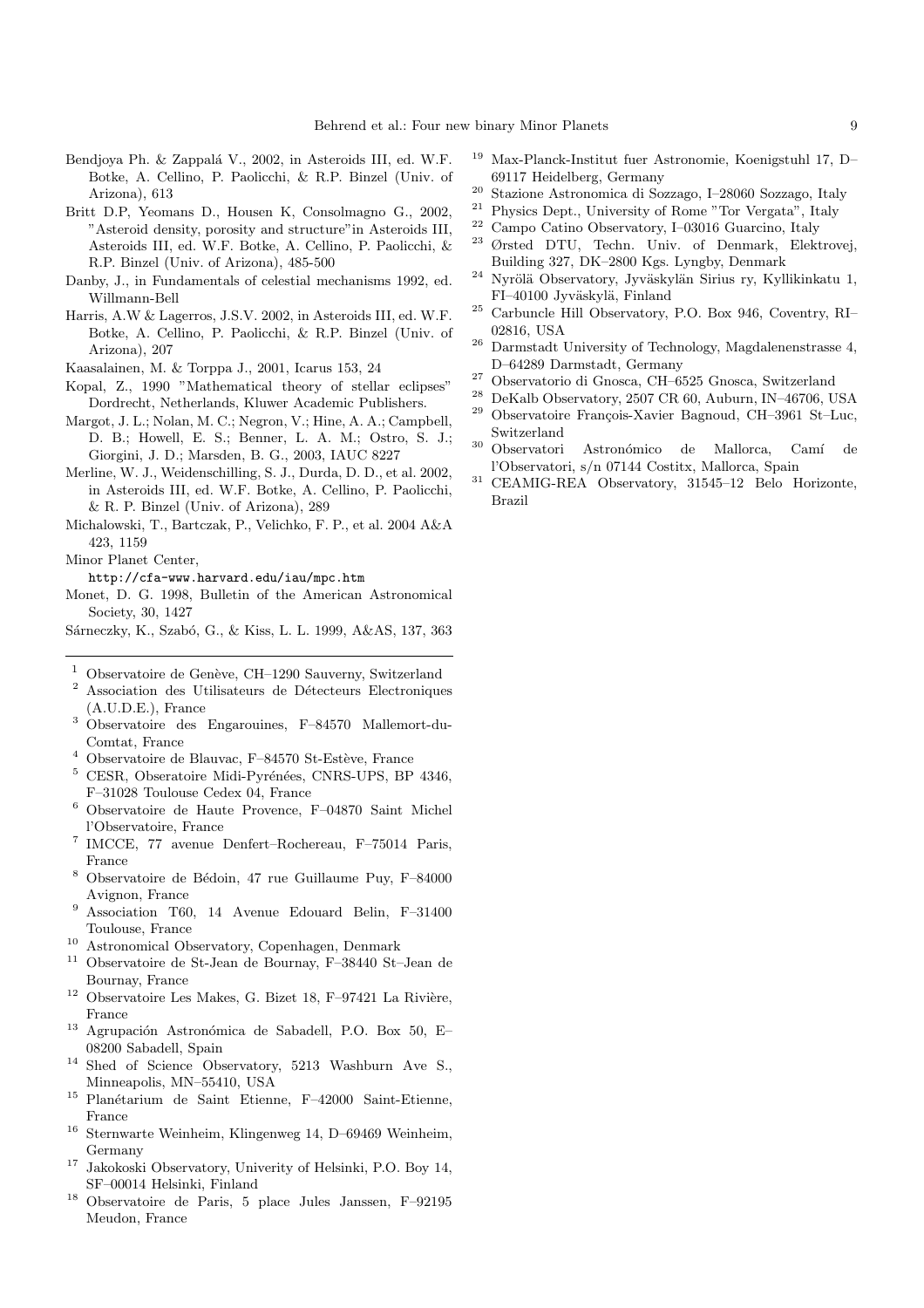Bendjoya Ph. & Zappalá V., 2002, in Asteroids III, ed. W.F. Botke, A. Cellino, P. Paolicchi, & R.P. Binzel (Univ. of Arizona), 613

Britt D.P, Yeomans D., Housen K, Consolmagno G., 2002, "Asteroid density, porosity and structure"in Asteroids III, Asteroids III, ed. W.F. Botke, A. Cellino, P. Paolicchi, & R.P. Binzel (Univ. of Arizona), 485-500

Danby, J., in Fundamentals of celestial mechanisms 1992, ed. Willmann-Bell

Harris, A.W & Lagerros, J.S.V. 2002, in Asteroids III, ed. W.F. Botke, A. Cellino, P. Paolicchi, & R.P. Binzel (Univ. of Arizona), 207

Kaasalainen, M. & Torppa J., 2001, Icarus 153, 24

Kopal, Z., 1990 "Mathematical theory of stellar eclipses" Dordrecht, Netherlands, Kluwer Academic Publishers.

Margot, J. L.; Nolan, M. C.; Negron, V.; Hine, A. A.; Campbell, D. B.; Howell, E. S.; Benner, L. A. M.; Ostro, S. J.; Giorgini, J. D.; Marsden, B. G., 2003, IAUC 8227

Merline, W. J., Weidenschilling, S. J., Durda, D. D., et al. 2002, in Asteroids III, ed. W.F. Botke, A. Cellino, P. Paolicchi, & R. P. Binzel (Univ. of Arizona), 289

Michalowski, T., Bartczak, P., Velichko, F. P., et al. 2004 A&A 423, 1159

Minor Planet Center, http://cfa-www.harvard.edu/iau/mpc.htm

Monet, D. G. 1998, Bulletin of the American Astronomical Society, 30, 1427

Sárneczky, K., Szabó, G., & Kiss, L. L. 1999, A&AS, 137, 363

---

[1] Observatoire de Genève, CH–1290 Sauverny, Switzerland
[2] Association des Utilisateurs de Détecteurs Electroniques (A.U.D.E.), France
[3] Observatoire des Engarouines, F–84570 Mallemort-du-Comtat, France
[4] Observatoire de Blauvac, F–84570 St-Estève, France
[5] CESR, Obseratoire Midi-Pyrénées, CNRS-UPS, BP 4346, F–31028 Toulouse Cedex 04, France
[6] Observatoire de Haute Provence, F–04870 Saint Michel l'Observatoire, France
[7] IMCCE, 77 avenue Denfert–Rochereau, F–75014 Paris, France
[8] Observatoire de Bédoin, 47 rue Guillaume Puy, F–84000 Avignon, France
[9] Association T60, 14 Avenue Edouard Belin, F–31400 Toulouse, France
[10] Astronomical Observatory, Copenhagen, Denmark
[11] Observatoire de St-Jean de Bournay, F–38440 St–Jean de Bournay, France
[12] Observatoire Les Makes, G. Bizet 18, F–97421 La Rivière, France
[13] Agrupación Astronómica de Sabadell, P.O. Box 50, E–08200 Sabadell, Spain
[14] Shed of Science Observatory, 5213 Washburn Ave S., Minneapolis, MN–55410, USA
[15] Planétarium de Saint Etienne, F–42000 Saint-Etienne, France
[16] Sternwarte Weinheim, Klingenweg 14, D–69469 Weinheim, Germany
[17] Jakokoski Observatory, Univerity of Helsinki, P.O. Boy 14, SF–00014 Helsinki, Finland
[18] Observatoire de Paris, 5 place Jules Janssen, F–92195 Meudon, France
[19] Max-Planck-Institut fuer Astronomie, Koenigstuhl 17, D–69117 Heidelberg, Germany
[20] Stazione Astronomica di Sozzago, I–28060 Sozzago, Italy
[21] Physics Dept., University of Rome "Tor Vergata", Italy
[22] Campo Catino Observatory, I–03016 Guarcino, Italy
[23] Ørsted DTU, Techn. Univ. of Denmark, Elektrovej, Building 327, DK–2800 Kgs. Lyngby, Denmark
[24] Nyrölä Observatory, Jyväskylän Sirius ry, Kyllikinkatu 1, FI–40100 Jyväskylä, Finland
[25] Carbuncle Hill Observatory, P.O. Box 946, Coventry, RI–02816, USA
[26] Darmstadt University of Technology, Magdalenenstrasse 4, D–64289 Darmstadt, Germany
[27] Observatorio di Gnosca, CH–6525 Gnosca, Switzerland
[28] DeKalb Observatory, 2507 CR 60, Auburn, IN–46706, USA
[29] Observatoire François-Xavier Bagnoud, CH–3961 St–Luc, Switzerland
[30] Observatori Astronómico de Mallorca, Camí de l'Observatori, s/n 07144 Costitx, Mallorca, Spain
[31] CEAMIG-REA Observatory, 31545–12 Belo Horizonte, Brazil